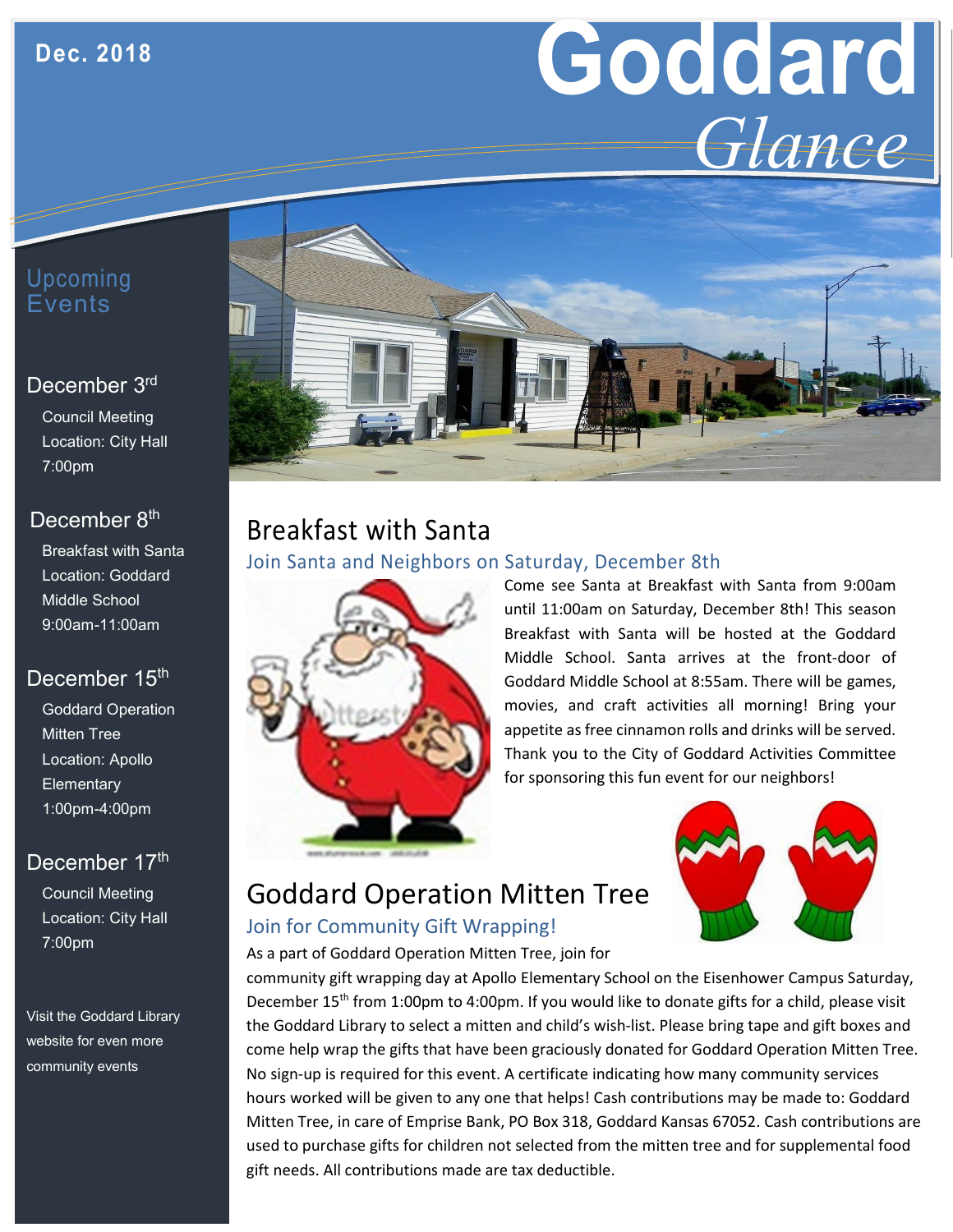# Goddard *Glance*

**Dec. 2018**

## Upcoming Events

**December 3rd**

Council Meeting
Location: City Hall
7:00pm

**December 8th**

Breakfast with Santa
Location: Goddard Middle School
9:00am-11:00am

**December 15th**

Goddard Operation Mitten Tree
Location: Apollo Elementary
1:00pm-4:00pm

**December 17th**

Council Meeting
Location: City Hall
7:00pm

Visit the Goddard Library website for even more community events

## Breakfast with Santa

### Join Santa and Neighbors on Saturday, December 8th

Come see Santa at Breakfast with Santa from 9:00am until 11:00am on Saturday, December 8th! This season Breakfast with Santa will be hosted at the Goddard Middle School. Santa arrives at the front-door of Goddard Middle School at 8:55am. There will be games, movies, and craft activities all morning! Bring your appetite as free cinnamon rolls and drinks will be served. Thank you to the City of Goddard Activities Committee for sponsoring this fun event for our neighbors!

## Goddard Operation Mitten Tree

### Join for Community Gift Wrapping!

As a part of Goddard Operation Mitten Tree, join for community gift wrapping day at Apollo Elementary School on the Eisenhower Campus Saturday, December 15th from 1:00pm to 4:00pm. If you would like to donate gifts for a child, please visit the Goddard Library to select a mitten and child's wish-list. Please bring tape and gift boxes and come help wrap the gifts that have been graciously donated for Goddard Operation Mitten Tree. No sign-up is required for this event. A certificate indicating how many community services hours worked will be given to any one that helps! Cash contributions may be made to: Goddard Mitten Tree, in care of Emprise Bank, PO Box 318, Goddard Kansas 67052. Cash contributions are used to purchase gifts for children not selected from the mitten tree and for supplemental food gift needs. All contributions made are tax deductible.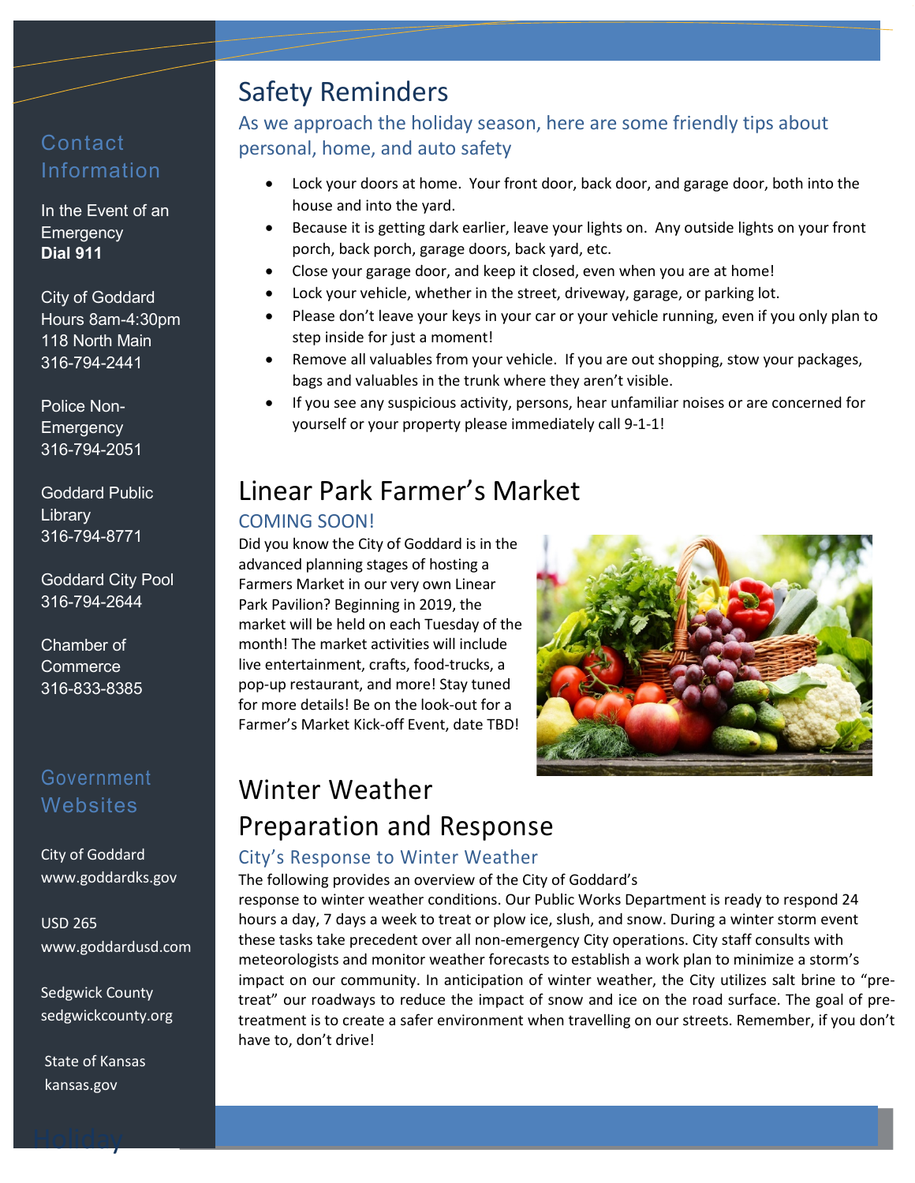# Safety Reminders

## As we approach the holiday season, here are some friendly tips about personal, home, and auto safety

- Lock your doors at home. Your front door, back door, and garage door, both into the house and into the yard.
- Because it is getting dark earlier, leave your lights on. Any outside lights on your front porch, back porch, garage doors, back yard, etc.
- Close your garage door, and keep it closed, even when you are at home!
- Lock your vehicle, whether in the street, driveway, garage, or parking lot.
- Please don't leave your keys in your car or your vehicle running, even if you only plan to step inside for just a moment!
- Remove all valuables from your vehicle. If you are out shopping, stow your packages, bags and valuables in the trunk where they aren't visible.
- If you see any suspicious activity, persons, hear unfamiliar noises or are concerned for yourself or your property please immediately call 9-1-1!

# Linear Park Farmer's Market

## COMING SOON!

Did you know the City of Goddard is in the advanced planning stages of hosting a Farmers Market in our very own Linear Park Pavilion? Beginning in 2019, the market will be held on each Tuesday of the month! The market activities will include live entertainment, crafts, food-trucks, a pop-up restaurant, and more! Stay tuned for more details! Be on the look-out for a Farmer's Market Kick-off Event, date TBD!

# Winter Weather Preparation and Response

## City's Response to Winter Weather

The following provides an overview of the City of Goddard's response to winter weather conditions. Our Public Works Department is ready to respond 24 hours a day, 7 days a week to treat or plow ice, slush, and snow. During a winter storm event these tasks take precedent over all non-emergency City operations. City staff consults with meteorologists and monitor weather forecasts to establish a work plan to minimize a storm's impact on our community. In anticipation of winter weather, the City utilizes salt brine to "pre-treat" our roadways to reduce the impact of snow and ice on the road surface. The goal of pre-treatment is to create a safer environment when travelling on our streets. Remember, if you don't have to, don't drive!

## Contact Information

In the Event of an Emergency
**Dial 911**

City of Goddard
Hours 8am-4:30pm
118 North Main
316-794-2441

Police Non-Emergency
316-794-2051

Goddard Public Library
316-794-8771

Goddard City Pool
316-794-2644

Chamber of Commerce
316-833-8385

## Government Websites

City of Goddard
www.goddardks.gov

USD 265
www.goddardusd.com

Sedgwick County
sedgwickcounty.org

State of Kansas
kansas.gov

Holiday